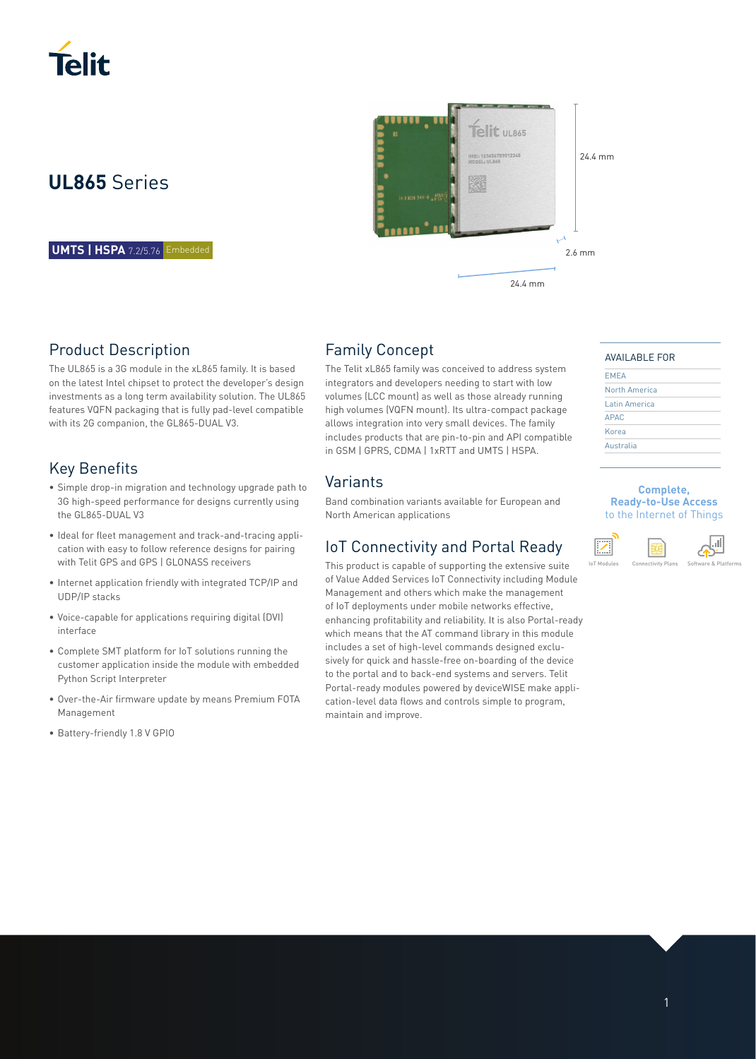# UL865 Series

**UMTS | HSPA** 7.2/5.76 Embedded

24.4 mm

2.6 mm

24.4 mm

## Product Description

The UL865 is a 3G module in the xL865 family. It is based on the latest Intel chipset to protect the developer's design investments as a long term availability solution. The UL865 features VQFN packaging that is fully pad-level compatible with its 2G companion, the GL865-DUAL V3.

## Key Benefits

- Simple drop-in migration and technology upgrade path to 3G high-speed performance for designs currently using the GL865-DUAL V3
- Ideal for fleet management and track-and-tracing application with easy to follow reference designs for pairing with Telit GPS and GPS | GLONASS receivers
- Internet application friendly with integrated TCP/IP and UDP/IP stacks
- Voice-capable for applications requiring digital (DVI) interface
- Complete SMT platform for IoT solutions running the customer application inside the module with embedded Python Script Interpreter
- Over-the-Air firmware update by means Premium FOTA Management
- Battery-friendly 1.8 V GPIO

## Family Concept

The Telit xL865 family was conceived to address system integrators and developers needing to start with low volumes (LCC mount) as well as those already running high volumes (VQFN mount). Its ultra-compact package allows integration into very small devices. The family includes products that are pin-to-pin and API compatible in GSM | GPRS, CDMA | 1xRTT and UMTS | HSPA.

## Variants

Band combination variants available for European and North American applications

## IoT Connectivity and Portal Ready

This product is capable of supporting the extensive suite of Value Added Services IoT Connectivity including Module Management and others which make the management of IoT deployments under mobile networks effective, enhancing profitability and reliability. It is also Portal-ready which means that the AT command library in this module includes a set of high-level commands designed exclusively for quick and hassle-free on-boarding of the device to the portal and to back-end systems and servers. Telit Portal-ready modules powered by deviceWISE make application-level data flows and controls simple to program, maintain and improve.

### AVAILABLE FOR

- EMEA
- North America
- Latin America
- APAC
- Korea
- Australia

**Complete, Ready-to-Use Access** to the Internet of Things

IoT Modules | Connectivity Plans | Software & Platforms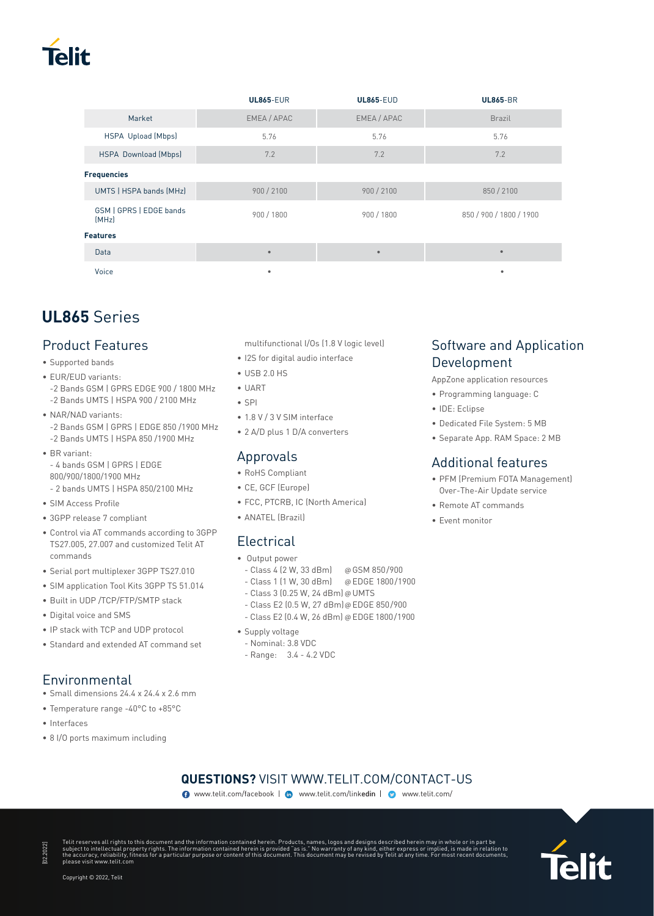| | **UL865**-EUR | **UL865**-EUD | **UL865**-BR |
|---|---|---|---|
| Market | EMEA / APAC | EMEA / APAC | Brazil |
| HSPA Upload (Mbps) | 5.76 | 5.76 | 5.76 |
| HSPA Download (Mbps) | 7.2 | 7.2 | 7.2 |
| **Frequencies** | | | |
| UMTS \| HSPA bands (MHz) | 900 / 2100 | 900 / 2100 | 850 / 2100 |
| GSM \| GPRS \| EDGE bands (MHz) | 900 / 1800 | 900 / 1800 | 850 / 900 / 1800 / 1900 |
| **Features** | | | |
| Data | • | • | • |
| Voice | • | | • |

# **UL865** Series

## Product Features

- Supported bands
- EUR/EUD variants:
  - -2 Bands GSM | GPRS EDGE 900 / 1800 MHz
  - -2 Bands UMTS | HSPA 900 / 2100 MHz
- NAR/NAD variants:
  - -2 Bands GSM | GPRS | EDGE 850 /1900 MHz
  - -2 Bands UMTS | HSPA 850 /1900 MHz
- BR variant:
  - 4 bands GSM | GPRS | EDGE 800/900/1800/1900 MHz
  - 2 bands UMTS | HSPA 850/2100 MHz
- SIM Access Profile
- 3GPP release 7 compliant
- Control via AT commands according to 3GPP TS27.005, 27.007 and customized Telit AT commands
- Serial port multiplexer 3GPP TS27.010
- SIM application Tool Kits 3GPP TS 51.014
- Built in UDP /TCP/FTP/SMTP stack
- Digital voice and SMS
- IP stack with TCP and UDP protocol
- Standard and extended AT command set

## Environmental

- Small dimensions 24.4 x 24.4 x 2.6 mm
- Temperature range -40°C to +85°C
- Interfaces
- 8 I/O ports maximum including multifunctional I/Os (1.8 V logic level)
- I2S for digital audio interface
- USB 2.0 HS
- UART
- SPI
- 1.8 V / 3 V SIM interface
- 2 A/D plus 1 D/A converters

## Approvals

- RoHS Compliant
- CE, GCF (Europe)
- FCC, PTCRB, IC (North America)
- ANATEL (Brazil)

## Electrical

- Output power
  - Class 4 (2 W, 33 dBm) @GSM 850/900
  - Class 1 (1 W, 30 dBm) @EDGE 1800/1900
  - Class 3 (0.25 W, 24 dBm) @UMTS
  - Class E2 (0.5 W, 27 dBm) @EDGE 850/900
  - Class E2 (0.4 W, 26 dBm) @EDGE 1800/1900
- Supply voltage
  - Nominal: 3.8 VDC
  - Range: 3.4 - 4.2 VDC

## Software and Application Development

AppZone application resources

- Programming language: C
- IDE: Eclipse
- Dedicated File System: 5 MB
- Separate App. RAM Space: 2 MB

## Additional features

- PFM (Premium FOTA Management) Over-The-Air Update service
- Remote AT commands
- Event monitor

**QUESTIONS?** VISIT WWW.TELIT.COM/CONTACT-US

www.telit.com/facebook | www.telit.com/linkedin | www.telit.com/

Telit reserves all rights to this document and the information contained herein. Products, names, logos and designs described herein may in whole or in part be subject to intellectual property rights. The information contained herein is provided "as is." No warranty of any kind, either express or implied, is made in relation to the accuracy, reliability, fitness for a particular purpose or content of this document. This document may be revised by Telit at any time. For most recent documents, please visit www.telit.com

Copyright © 2022, Telit

[02.2022]